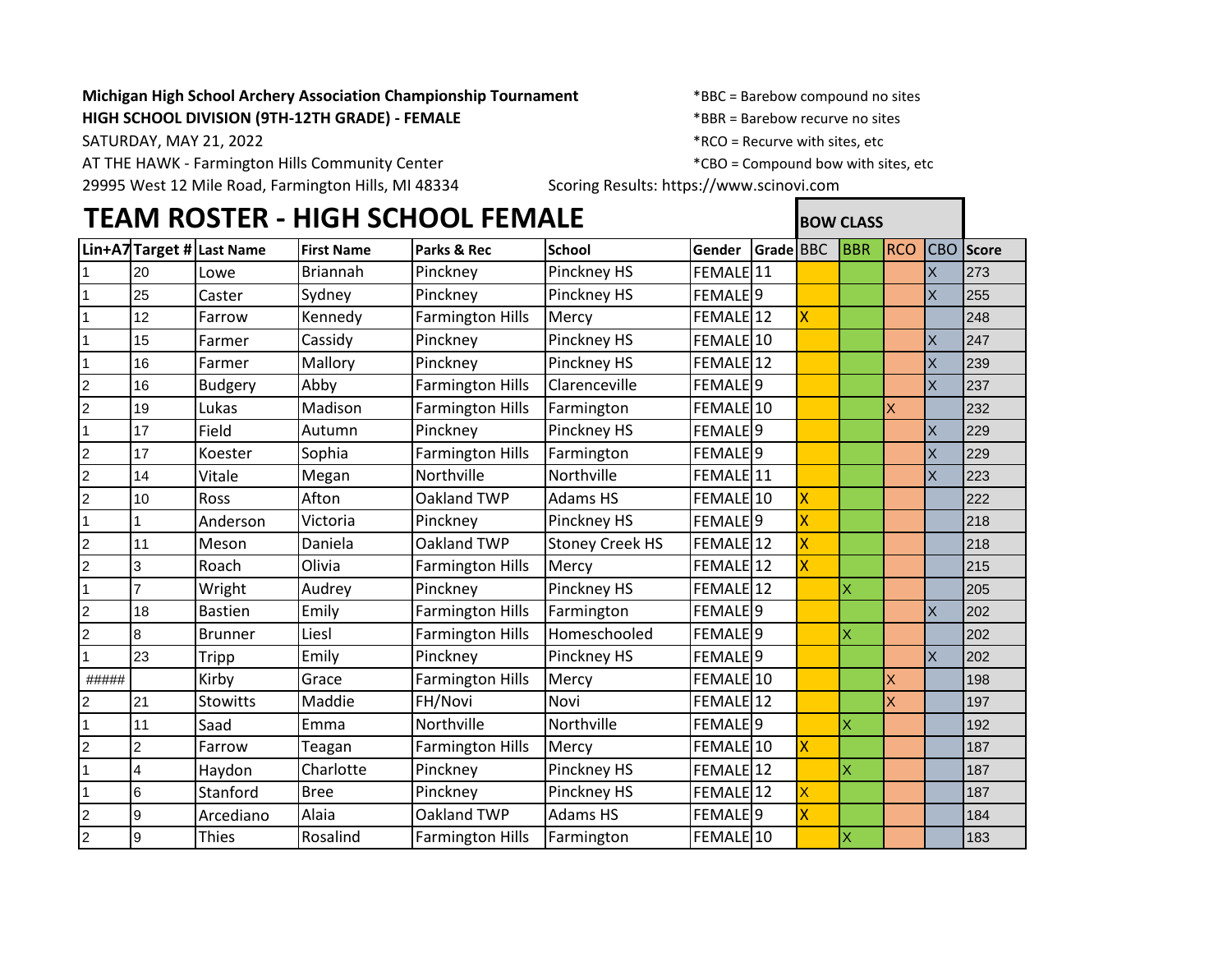**Michigan High School Archery Association Championship Tournament**

**HIGH SCHOOL DIVISION (9TH-12TH GRADE) - FEMALE**

SATURDAY, MAY 21, 2022

AT THE HAWK - Farmington Hills Community Center

29995 West 12 Mile Road, Farmington Hills, MI 48334

Scoring Results: https://www.scinovi.com

*BBC = Barebow compound no sites

*BBR = Barebow recurve no sites

*RCO = Recurve with sites, etc

*CBO = Compound bow with sites, etc

# TEAM ROSTER - HIGH SCHOOL FEMALE

| Lin+A7 | Target # | Last Name | First Name | Parks & Rec | School | Gender | Grade | BOW CLASS BBC | BBR | RCO | CBO | Score |
|---|---|---|---|---|---|---|---|---|---|---|---|---|
| 1 | 20 | Lowe | Briannah | Pinckney | Pinckney HS | FEMALE | 11 | | | | X | 273 |
| 1 | 25 | Caster | Sydney | Pinckney | Pinckney HS | FEMALE | 9 | | | | X | 255 |
| 1 | 12 | Farrow | Kennedy | Farmington Hills | Mercy | FEMALE | 12 | X | | | | 248 |
| 1 | 15 | Farmer | Cassidy | Pinckney | Pinckney HS | FEMALE | 10 | | | | X | 247 |
| 1 | 16 | Farmer | Mallory | Pinckney | Pinckney HS | FEMALE | 12 | | | | X | 239 |
| 2 | 16 | Budgery | Abby | Farmington Hills | Clarenceville | FEMALE | 9 | | | | X | 237 |
| 2 | 19 | Lukas | Madison | Farmington Hills | Farmington | FEMALE | 10 | | | X | | 232 |
| 1 | 17 | Field | Autumn | Pinckney | Pinckney HS | FEMALE | 9 | | | | X | 229 |
| 2 | 17 | Koester | Sophia | Farmington Hills | Farmington | FEMALE | 9 | | | | X | 229 |
| 2 | 14 | Vitale | Megan | Northville | Northville | FEMALE | 11 | | | | X | 223 |
| 2 | 10 | Ross | Afton | Oakland TWP | Adams HS | FEMALE | 10 | X | | | | 222 |
| 1 | 1 | Anderson | Victoria | Pinckney | Pinckney HS | FEMALE | 9 | X | | | | 218 |
| 2 | 11 | Meson | Daniela | Oakland TWP | Stoney Creek HS | FEMALE | 12 | X | | | | 218 |
| 2 | 3 | Roach | Olivia | Farmington Hills | Mercy | FEMALE | 12 | X | | | | 215 |
| 1 | 7 | Wright | Audrey | Pinckney | Pinckney HS | FEMALE | 12 | | X | | | 205 |
| 2 | 18 | Bastien | Emily | Farmington Hills | Farmington | FEMALE | 9 | | | | X | 202 |
| 2 | 8 | Brunner | Liesl | Farmington Hills | Homeschooled | FEMALE | 9 | | X | | | 202 |
| 1 | 23 | Tripp | Emily | Pinckney | Pinckney HS | FEMALE | 9 | | | | X | 202 |
| ##### | | Kirby | Grace | Farmington Hills | Mercy | FEMALE | 10 | | | X | | 198 |
| 2 | 21 | Stowitts | Maddie | FH/Novi | Novi | FEMALE | 12 | | | X | | 197 |
| 1 | 11 | Saad | Emma | Northville | Northville | FEMALE | 9 | | X | | | 192 |
| 2 | 2 | Farrow | Teagan | Farmington Hills | Mercy | FEMALE | 10 | X | | | | 187 |
| 1 | 4 | Haydon | Charlotte | Pinckney | Pinckney HS | FEMALE | 12 | | X | | | 187 |
| 1 | 6 | Stanford | Bree | Pinckney | Pinckney HS | FEMALE | 12 | X | | | | 187 |
| 2 | 9 | Arcediano | Alaia | Oakland TWP | Adams HS | FEMALE | 9 | X | | | | 184 |
| 2 | 9 | Thies | Rosalind | Farmington Hills | Farmington | FEMALE | 10 | | X | | | 183 |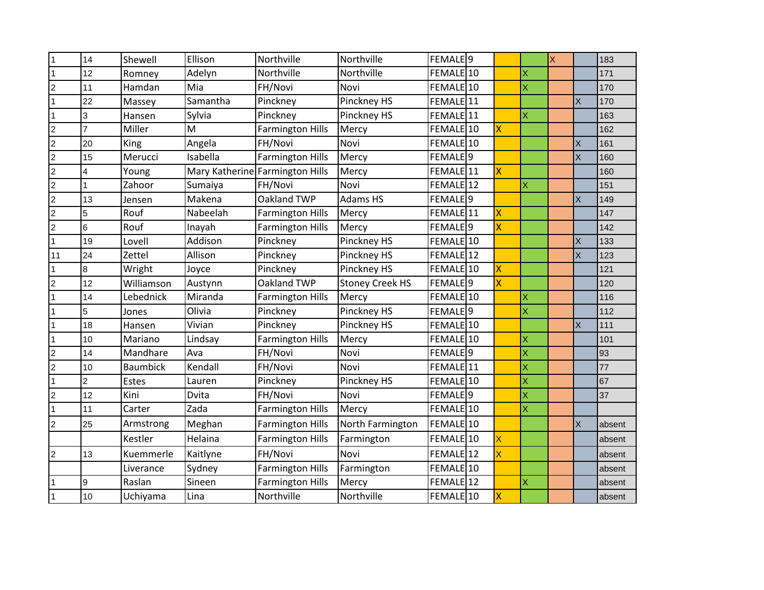| | | | | | | | | | | | | |
|---|---|---|---|---|---|---|---|---|---|---|---|---|
| 1 | 14 | Shewell | Ellison | Northville | Northville | FEMALE | 9 | | | X | | 183 |
| 1 | 12 | Romney | Adelyn | Northville | Northville | FEMALE | 10 | | X | | | 171 |
| 2 | 11 | Hamdan | Mia | FH/Novi | Novi | FEMALE | 10 | | X | | | 170 |
| 1 | 22 | Massey | Samantha | Pinckney | Pinckney HS | FEMALE | 11 | | | | X | 170 |
| 1 | 3 | Hansen | Sylvia | Pinckney | Pinckney HS | FEMALE | 11 | | X | | | 163 |
| 2 | 7 | Miller | M | Farmington Hills | Mercy | FEMALE | 10 | X | | | | 162 |
| 2 | 20 | King | Angela | FH/Novi | Novi | FEMALE | 10 | | | | X | 161 |
| 2 | 15 | Merucci | Isabella | Farmington Hills | Mercy | FEMALE | 9 | | | | X | 160 |
| 2 | 4 | Young | Mary Katherine | Farmington Hills | Mercy | FEMALE | 11 | X | | | | 160 |
| 2 | 1 | Zahoor | Sumaiya | FH/Novi | Novi | FEMALE | 12 | | X | | | 151 |
| 2 | 13 | Jensen | Makena | Oakland TWP | Adams HS | FEMALE | 9 | | | | X | 149 |
| 2 | 5 | Rouf | Nabeelah | Farmington Hills | Mercy | FEMALE | 11 | X | | | | 147 |
| 2 | 6 | Rouf | Inayah | Farmington Hills | Mercy | FEMALE | 9 | X | | | | 142 |
| 1 | 19 | Lovell | Addison | Pinckney | Pinckney HS | FEMALE | 10 | | | | X | 133 |
| 11 | 24 | Zettel | Allison | Pinckney | Pinckney HS | FEMALE | 12 | | | | X | 123 |
| 1 | 8 | Wright | Joyce | Pinckney | Pinckney HS | FEMALE | 10 | X | | | | 121 |
| 2 | 12 | Williamson | Austynn | Oakland TWP | Stoney Creek HS | FEMALE | 9 | X | | | | 120 |
| 1 | 14 | Lebednick | Miranda | Farmington Hills | Mercy | FEMALE | 10 | | X | | | 116 |
| 1 | 5 | Jones | Olivia | Pinckney | Pinckney HS | FEMALE | 9 | | X | | | 112 |
| 1 | 18 | Hansen | Vivian | Pinckney | Pinckney HS | FEMALE | 10 | | | | X | 111 |
| 1 | 10 | Mariano | Lindsay | Farmington Hills | Mercy | FEMALE | 10 | | X | | | 101 |
| 2 | 14 | Mandhare | Ava | FH/Novi | Novi | FEMALE | 9 | | X | | | 93 |
| 2 | 10 | Baumbick | Kendall | FH/Novi | Novi | FEMALE | 11 | | X | | | 77 |
| 1 | 2 | Estes | Lauren | Pinckney | Pinckney HS | FEMALE | 10 | | X | | | 67 |
| 2 | 12 | Kini | Dvita | FH/Novi | Novi | FEMALE | 9 | | X | | | 37 |
| 1 | 11 | Carter | Zada | Farmington Hills | Mercy | FEMALE | 10 | | X | | | |
| 2 | 25 | Armstrong | Meghan | Farmington Hills | North Farmington | FEMALE | 10 | | | | X | absent |
| | | Kestler | Helaina | Farmington Hills | Farmington | FEMALE | 10 | X | | | | absent |
| 2 | 13 | Kuemmerle | Kaitlyne | FH/Novi | Novi | FEMALE | 12 | X | | | | absent |
| | | Liverance | Sydney | Farmington Hills | Farmington | FEMALE | 10 | | | | | absent |
| 1 | 9 | Raslan | Sineen | Farmington Hills | Mercy | FEMALE | 12 | | X | | | absent |
| 1 | 10 | Uchiyama | Lina | Northville | Northville | FEMALE | 10 | X | | | | absent |